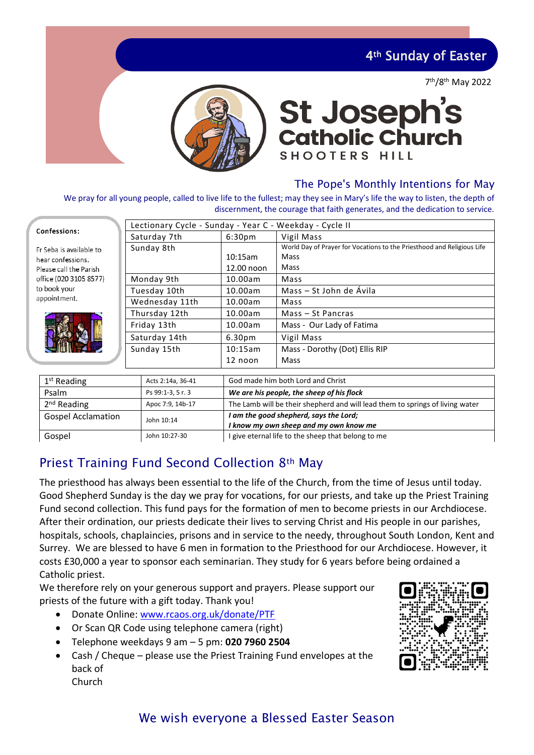# 4th Sunday of Easter

7th/8th May 2022

# St Joseph's Catholic Church

SHOOTERS HILL

## The Pope's Monthly Intentions for May

We pray for all young people, called to live life to the fullest; may they see in Mary's life the way to listen, the depth of discernment, the courage that faith generates, and the dedication to service.

**Confessions:**

Fr Seba is available to hear confessions. Please call the Parish office (020 3105 8577) to book your appointment.

| Lectionary Cycle - Sunday - Year C - Weekday - Cycle II | | |
|---|---|---|
| Saturday 7th | 6:30pm | Vigil Mass |
| Sunday 8th | | World Day of Prayer for Vocations to the Priesthood and Religious Life |
| | 10:15am | Mass |
| | 12.00 noon | Mass |
| Monday 9th | 10.00am | Mass |
| Tuesday 10th | 10.00am | Mass – St John de Ávila |
| Wednesday 11th | 10.00am | Mass |
| Thursday 12th | 10.00am | Mass – St Pancras |
| Friday 13th | 10.00am | Mass - Our Lady of Fatima |
| Saturday 14th | 6.30pm | Vigil Mass |
| Sunday 15th | 10:15am | Mass - Dorothy (Dot) Ellis RIP |
| | 12 noon | Mass |

| | | |
|---|---|---|
| 1st Reading | Acts 2:14a, 36-41 | God made him both Lord and Christ |
| Psalm | Ps 99:1-3, 5 r. 3 | ***We are his people, the sheep of his flock*** |
| 2nd Reading | Apoc 7:9, 14b-17 | The Lamb will be their shepherd and will lead them to springs of living water |
| Gospel Acclamation | John 10:14 | ***I am the good shepherd, says the Lord; I know my own sheep and my own know me*** |
| Gospel | John 10:27-30 | I give eternal life to the sheep that belong to me |

## Priest Training Fund Second Collection 8th May

The priesthood has always been essential to the life of the Church, from the time of Jesus until today. Good Shepherd Sunday is the day we pray for vocations, for our priests, and take up the Priest Training Fund second collection. This fund pays for the formation of men to become priests in our Archdiocese. After their ordination, our priests dedicate their lives to serving Christ and His people in our parishes, hospitals, schools, chaplaincies, prisons and in service to the needy, throughout South London, Kent and Surrey. We are blessed to have 6 men in formation to the Priesthood for our Archdiocese. However, it costs £30,000 a year to sponsor each seminarian. They study for 6 years before being ordained a Catholic priest.

We therefore rely on your generous support and prayers. Please support our priests of the future with a gift today. Thank you!

- Donate Online: www.rcaos.org.uk/donate/PTF
- Or Scan QR Code using telephone camera (right)
- Telephone weekdays 9 am – 5 pm: **020 7960 2504**
- Cash / Cheque – please use the Priest Training Fund envelopes at the back of Church

## We wish everyone a Blessed Easter Season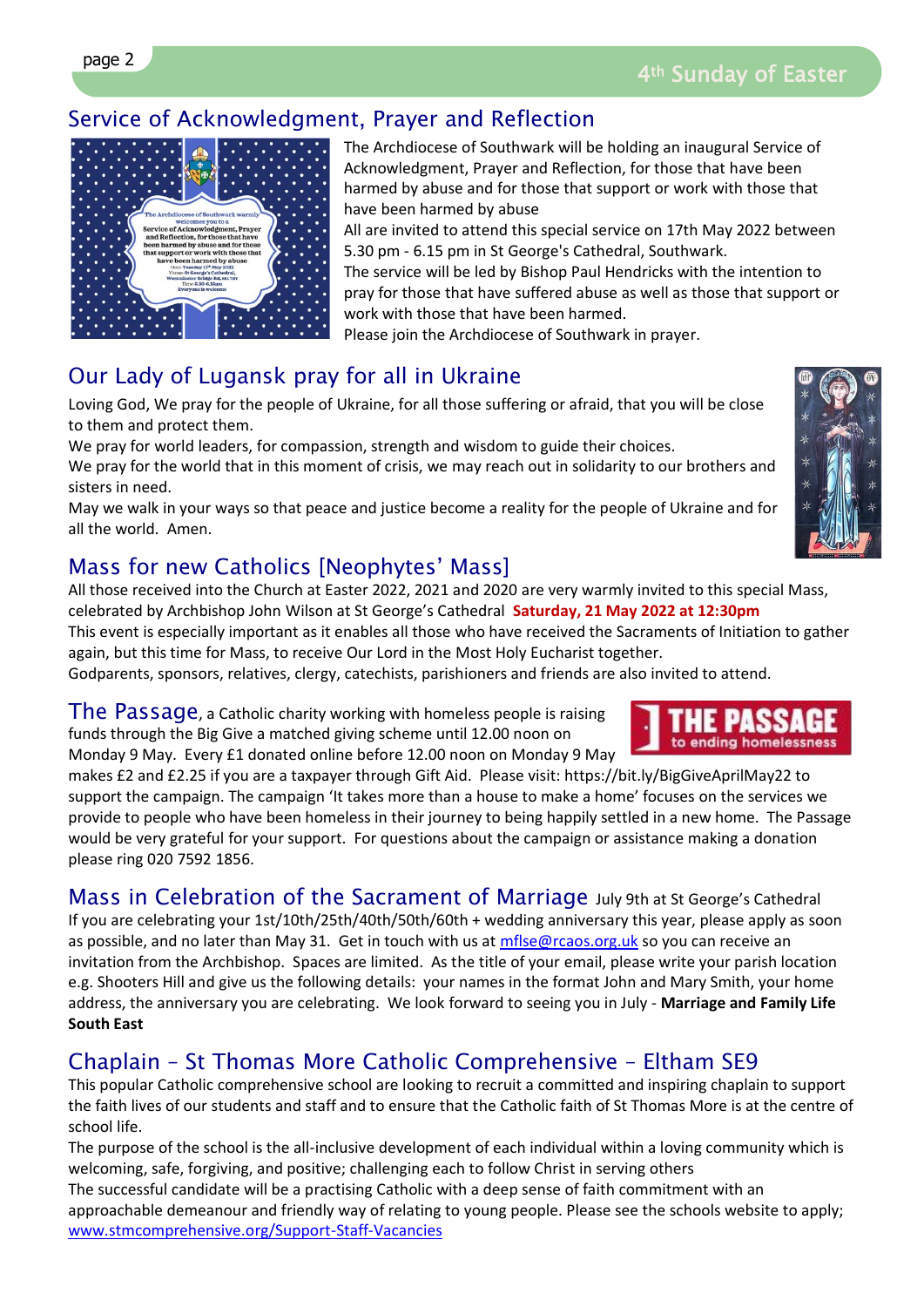## Service of Acknowledgment, Prayer and Reflection

The Archdiocese of Southwark will be holding an inaugural Service of Acknowledgment, Prayer and Reflection, for those that have been harmed by abuse and for those that support or work with those that have been harmed by abuse

All are invited to attend this special service on 17th May 2022 between 5.30 pm - 6.15 pm in St George's Cathedral, Southwark.

The service will be led by Bishop Paul Hendricks with the intention to pray for those that have suffered abuse as well as those that support or work with those that have been harmed.

Please join the Archdiocese of Southwark in prayer.

## Our Lady of Lugansk pray for all in Ukraine

Loving God, We pray for the people of Ukraine, for all those suffering or afraid, that you will be close to them and protect them.

We pray for world leaders, for compassion, strength and wisdom to guide their choices.

We pray for the world that in this moment of crisis, we may reach out in solidarity to our brothers and sisters in need.

May we walk in your ways so that peace and justice become a reality for the people of Ukraine and for all the world. Amen.

## Mass for new Catholics [Neophytes' Mass]

All those received into the Church at Easter 2022, 2021 and 2020 are very warmly invited to this special Mass, celebrated by Archbishop John Wilson at St George's Cathedral **Saturday, 21 May 2022 at 12:30pm**

This event is especially important as it enables all those who have received the Sacraments of Initiation to gather again, but this time for Mass, to receive Our Lord in the Most Holy Eucharist together.

Godparents, sponsors, relatives, clergy, catechists, parishioners and friends are also invited to attend.

## The Passage, a Catholic charity working with homeless people is raising funds through the Big Give a matched giving scheme until 12.00 noon on Monday 9 May.

Every £1 donated online before 12.00 noon on Monday 9 May makes £2 and £2.25 if you are a taxpayer through Gift Aid. Please visit: https://bit.ly/BigGiveAprilMay22 to support the campaign. The campaign 'It takes more than a house to make a home' focuses on the services we provide to people who have been homeless in their journey to being happily settled in a new home. The Passage would be very grateful for your support. For questions about the campaign or assistance making a donation please ring 020 7592 1856.

## Mass in Celebration of the Sacrament of Marriage July 9th at St George's Cathedral

If you are celebrating your 1st/10th/25th/40th/50th/60th + wedding anniversary this year, please apply as soon as possible, and no later than May 31. Get in touch with us at mflse@rcaos.org.uk so you can receive an invitation from the Archbishop. Spaces are limited. As the title of your email, please write your parish location e.g. Shooters Hill and give us the following details: your names in the format John and Mary Smith, your home address, the anniversary you are celebrating. We look forward to seeing you in July - **Marriage and Family Life South East**

## Chaplain – St Thomas More Catholic Comprehensive – Eltham SE9

This popular Catholic comprehensive school are looking to recruit a committed and inspiring chaplain to support the faith lives of our students and staff and to ensure that the Catholic faith of St Thomas More is at the centre of school life.

The purpose of the school is the all-inclusive development of each individual within a loving community which is welcoming, safe, forgiving, and positive; challenging each to follow Christ in serving others

The successful candidate will be a practising Catholic with a deep sense of faith commitment with an approachable demeanour and friendly way of relating to young people. Please see the schools website to apply; www.stmcomprehensive.org/Support-Staff-Vacancies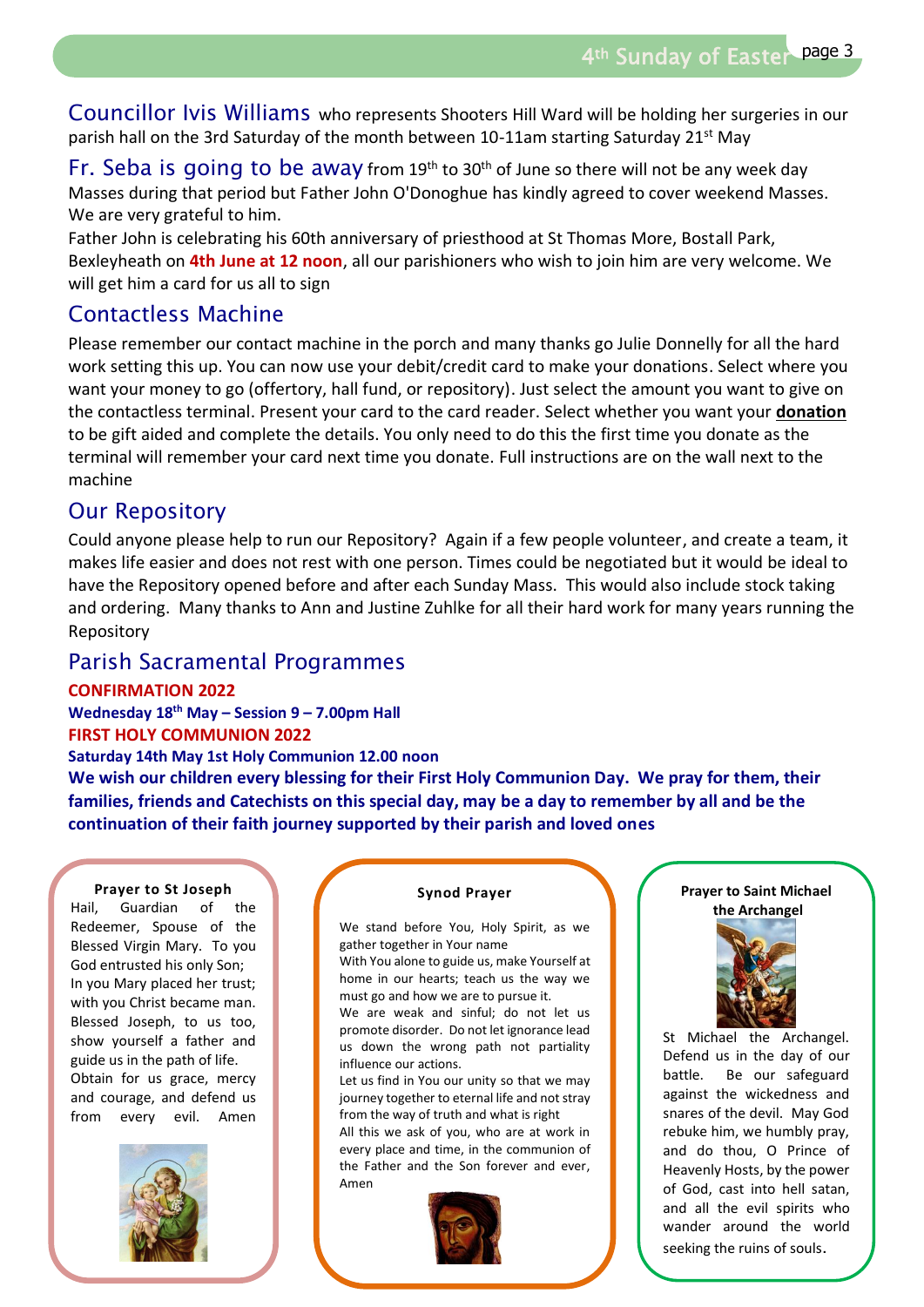**Councillor Ivis Williams** who represents Shooters Hill Ward will be holding her surgeries in our parish hall on the 3rd Saturday of the month between 10-11am starting Saturday 21st May

**Fr. Seba is going to be away** from 19th to 30th of June so there will not be any week day Masses during that period but Father John O'Donoghue has kindly agreed to cover weekend Masses. We are very grateful to him.

Father John is celebrating his 60th anniversary of priesthood at St Thomas More, Bostall Park, Bexleyheath on **4th June at 12 noon**, all our parishioners who wish to join him are very welcome. We will get him a card for us all to sign

## Contactless Machine

Please remember our contact machine in the porch and many thanks go Julie Donnelly for all the hard work setting this up. You can now use your debit/credit card to make your donations. Select where you want your money to go (offertory, hall fund, or repository). Just select the amount you want to give on the contactless terminal. Present your card to the card reader. Select whether you want your **donation** to be gift aided and complete the details. You only need to do this the first time you donate as the terminal will remember your card next time you donate. Full instructions are on the wall next to the machine

## Our Repository

Could anyone please help to run our Repository? Again if a few people volunteer, and create a team, it makes life easier and does not rest with one person. Times could be negotiated but it would be ideal to have the Repository opened before and after each Sunday Mass. This would also include stock taking and ordering. Many thanks to Ann and Justine Zuhlke for all their hard work for many years running the Repository

## Parish Sacramental Programmes

**CONFIRMATION 2022**

**Wednesday 18th May – Session 9 – 7.00pm Hall**

**FIRST HOLY COMMUNION 2022**

**Saturday 14th May 1st Holy Communion 12.00 noon**

**We wish our children every blessing for their First Holy Communion Day. We pray for them, their families, friends and Catechists on this special day, may be a day to remember by all and be the continuation of their faith journey supported by their parish and loved ones**

### Prayer to St Joseph

Hail, Guardian of the Redeemer, Spouse of the Blessed Virgin Mary. To you God entrusted his only Son; In you Mary placed her trust; with you Christ became man. Blessed Joseph, to us too, show yourself a father and guide us in the path of life. Obtain for us grace, mercy and courage, and defend us from every evil. Amen

### Synod Prayer

We stand before You, Holy Spirit, as we gather together in Your name
With You alone to guide us, make Yourself at home in our hearts; teach us the way we must go and how we are to pursue it.
We are weak and sinful; do not let us promote disorder. Do not let ignorance lead us down the wrong path not partiality influence our actions.
Let us find in You our unity so that we may journey together to eternal life and not stray from the way of truth and what is right
All this we ask of you, who are at work in every place and time, in the communion of the Father and the Son forever and ever, Amen

### Prayer to Saint Michael the Archangel

St Michael the Archangel. Defend us in the day of our battle. Be our safeguard against the wickedness and snares of the devil. May God rebuke him, we humbly pray, and do thou, O Prince of Heavenly Hosts, by the power of God, cast into hell satan, and all the evil spirits who wander around the world seeking the ruins of souls.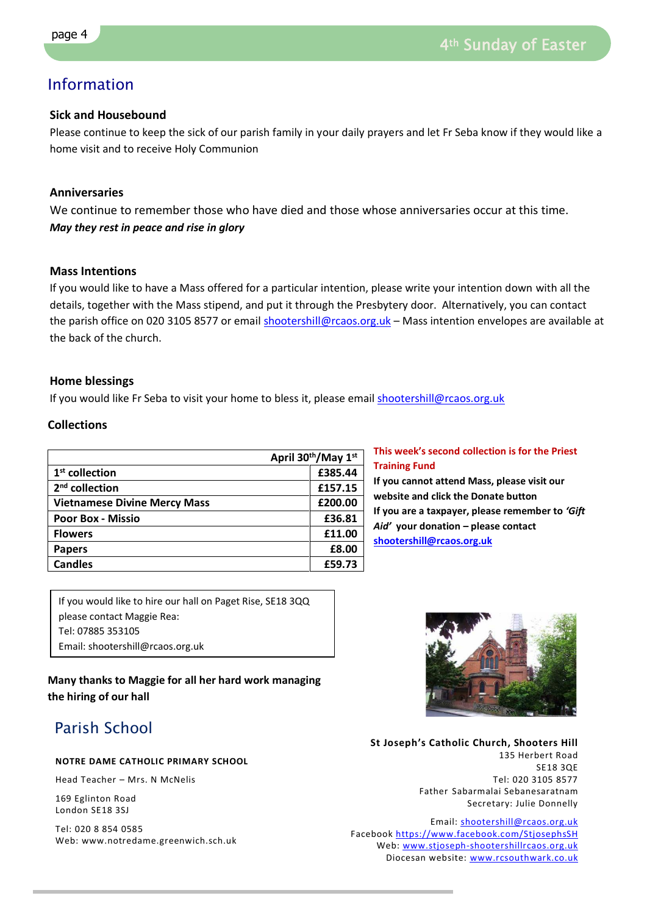## Information

### Sick and Housebound

Please continue to keep the sick of our parish family in your daily prayers and let Fr Seba know if they would like a home visit and to receive Holy Communion

### Anniversaries

We continue to remember those who have died and those whose anniversaries occur at this time.
***May they rest in peace and rise in glory***

### Mass Intentions

If you would like to have a Mass offered for a particular intention, please write your intention down with all the details, together with the Mass stipend, and put it through the Presbytery door. Alternatively, you can contact the parish office on 020 3105 8577 or email shootershill@rcaos.org.uk – Mass intention envelopes are available at the back of the church.

### Home blessings

If you would like Fr Seba to visit your home to bless it, please email shootershill@rcaos.org.uk

### Collections

| | April 30th/May 1st |
|---|---|
| **1st collection** | **£385.44** |
| **2nd collection** | **£157.15** |
| **Vietnamese Divine Mercy Mass** | **£200.00** |
| **Poor Box - Missio** | **£36.81** |
| **Flowers** | **£11.00** |
| **Papers** | **£8.00** |
| **Candles** | **£59.73** |

**This week's second collection is for the Priest Training Fund**

**If you cannot attend Mass, please visit our website and click the Donate button**

**If you are a taxpayer, please remember to *'Gift Aid'* your donation – please contact shootershill@rcaos.org.uk**

If you would like to hire our hall on Paget Rise, SE18 3QQ
please contact Maggie Rea:
Tel: 07885 353105
Email: shootershill@rcaos.org.uk

**Many thanks to Maggie for all her hard work managing the hiring of our hall**

## Parish School

**NOTRE DAME CATHOLIC PRIMARY SCHOOL**

Head Teacher – Mrs. N McNelis

169 Eglinton Road
London SE18 3SJ

Tel: 020 8 854 0585
Web: www.notredame.greenwich.sch.uk

**St Joseph's Catholic Church, Shooters Hill**
135 Herbert Road
SE18 3QE
Tel: 020 3105 8577
Father Sabarmalai Sebanesaratnam
Secretary: Julie Donnelly

Email: shootershill@rcaos.org.uk
Facebook https://www.facebook.com/StjosephsSH
Web: www.stjoseph-shootershillrcaos.org.uk
Diocesan website: www.rcsouthwark.co.uk